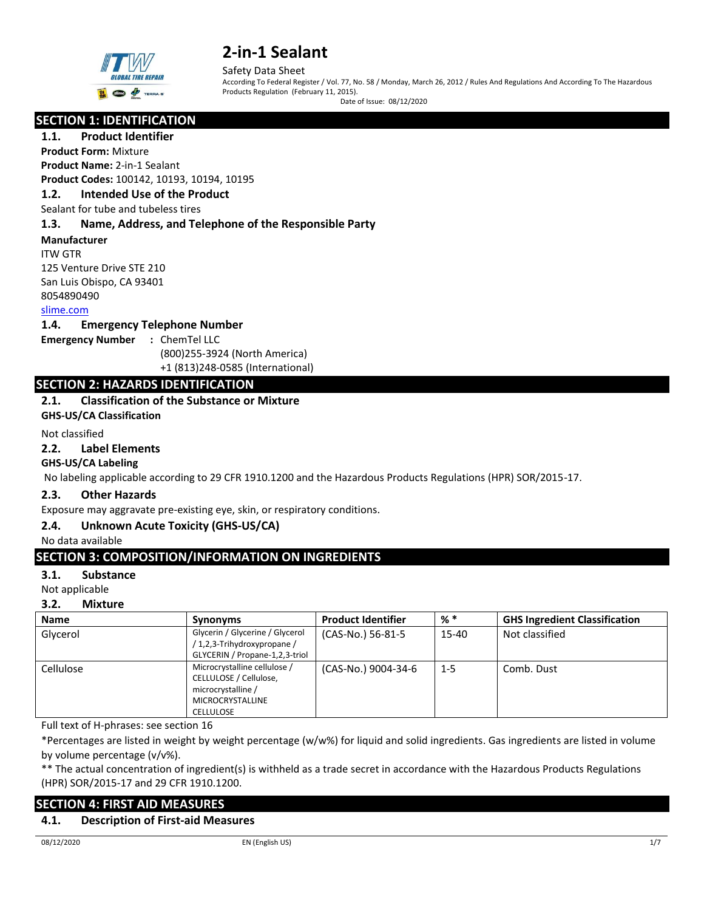# 2-in-1 Sealant

Safety Data Sheet

According To Federal Register / Vol. 77, No. 58 / Monday, March 26, 2012 / Rules And Regulations And According To The Hazardous Products Regulation (February 11, 2015).

Date of Issue: 08/12/2020

## SECTION 1: IDENTIFICATION

### 1.1. Product Identifier

**Product Form:** Mixture

**Product Name:** 2-in-1 Sealant

**Product Codes:** 100142, 10193, 10194, 10195

### 1.2. Intended Use of the Product

Sealant for tube and tubeless tires

### 1.3. Name, Address, and Telephone of the Responsible Party

**Manufacturer**

ITW GTR
125 Venture Drive STE 210
San Luis Obispo, CA 93401
8054890490
slime.com

### 1.4. Emergency Telephone Number

**Emergency Number** : ChemTel LLC
(800)255-3924 (North America)
+1 (813)248-0585 (International)

## SECTION 2: HAZARDS IDENTIFICATION

### 2.1. Classification of the Substance or Mixture

**GHS-US/CA Classification**

Not classified

### 2.2. Label Elements

**GHS-US/CA Labeling**

No labeling applicable according to 29 CFR 1910.1200 and the Hazardous Products Regulations (HPR) SOR/2015-17.

### 2.3. Other Hazards

Exposure may aggravate pre-existing eye, skin, or respiratory conditions.

### 2.4. Unknown Acute Toxicity (GHS-US/CA)

No data available

## SECTION 3: COMPOSITION/INFORMATION ON INGREDIENTS

### 3.1. Substance

Not applicable

### 3.2. Mixture

| Name | Synonyms | Product Identifier | % * | GHS Ingredient Classification |
|---|---|---|---|---|
| Glycerol | Glycerin / Glycerine / Glycerol / 1,2,3-Trihydroxypropane / GLYCERIN / Propane-1,2,3-triol | (CAS-No.) 56-81-5 | 15-40 | Not classified |
| Cellulose | Microcrystalline cellulose / CELLULOSE / Cellulose, microcrystalline / MICROCRYSTALLINE CELLULOSE | (CAS-No.) 9004-34-6 | 1-5 | Comb. Dust |

Full text of H-phrases: see section 16

*Percentages are listed in weight by weight percentage (w/w%) for liquid and solid ingredients. Gas ingredients are listed in volume by volume percentage (v/v%).

** The actual concentration of ingredient(s) is withheld as a trade secret in accordance with the Hazardous Products Regulations (HPR) SOR/2015-17 and 29 CFR 1910.1200.

## SECTION 4: FIRST AID MEASURES

### 4.1. Description of First-aid Measures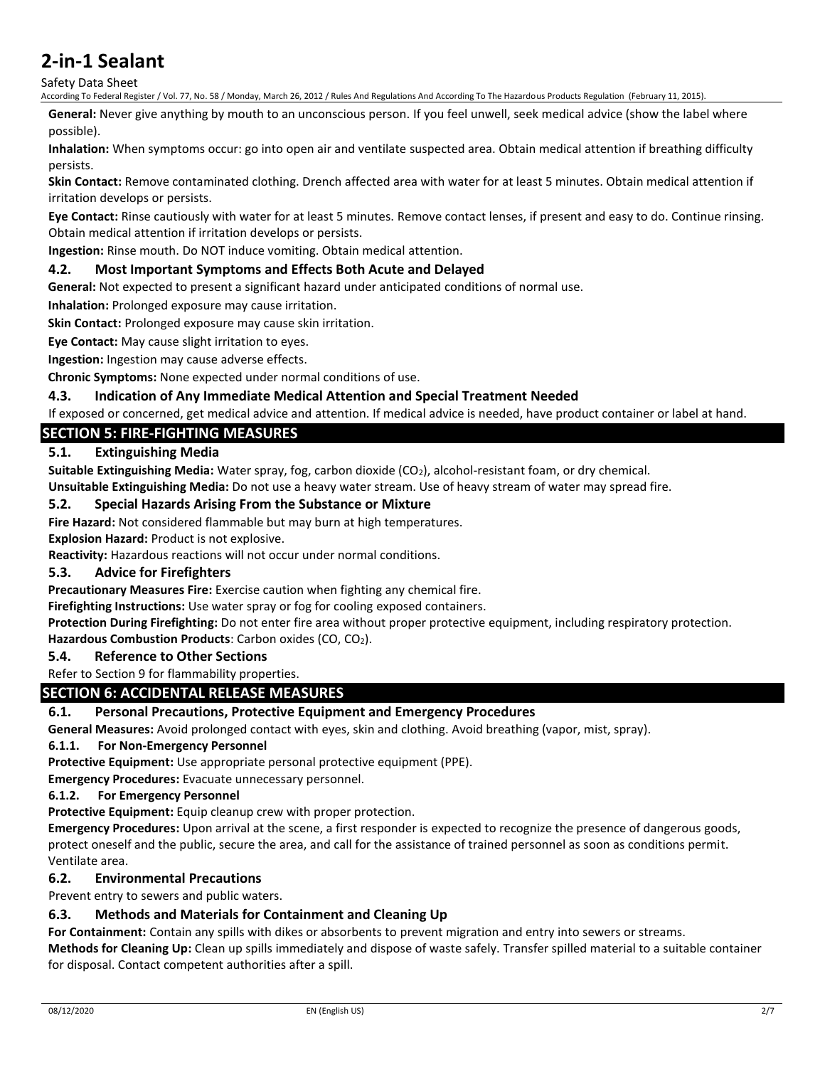**General:** Never give anything by mouth to an unconscious person. If you feel unwell, seek medical advice (show the label where possible).

**Inhalation:** When symptoms occur: go into open air and ventilate suspected area. Obtain medical attention if breathing difficulty persists.

**Skin Contact:** Remove contaminated clothing. Drench affected area with water for at least 5 minutes. Obtain medical attention if irritation develops or persists.

**Eye Contact:** Rinse cautiously with water for at least 5 minutes. Remove contact lenses, if present and easy to do. Continue rinsing. Obtain medical attention if irritation develops or persists.

**Ingestion:** Rinse mouth. Do NOT induce vomiting. Obtain medical attention.

### 4.2. Most Important Symptoms and Effects Both Acute and Delayed

**General:** Not expected to present a significant hazard under anticipated conditions of normal use.

**Inhalation:** Prolonged exposure may cause irritation.

**Skin Contact:** Prolonged exposure may cause skin irritation.

**Eye Contact:** May cause slight irritation to eyes.

**Ingestion:** Ingestion may cause adverse effects.

**Chronic Symptoms:** None expected under normal conditions of use.

### 4.3. Indication of Any Immediate Medical Attention and Special Treatment Needed

If exposed or concerned, get medical advice and attention. If medical advice is needed, have product container or label at hand.

## SECTION 5: FIRE-FIGHTING MEASURES

### 5.1. Extinguishing Media

**Suitable Extinguishing Media:** Water spray, fog, carbon dioxide ($CO_2$), alcohol-resistant foam, or dry chemical.

**Unsuitable Extinguishing Media:** Do not use a heavy water stream. Use of heavy stream of water may spread fire.

### 5.2. Special Hazards Arising From the Substance or Mixture

**Fire Hazard:** Not considered flammable but may burn at high temperatures.

**Explosion Hazard:** Product is not explosive.

**Reactivity:** Hazardous reactions will not occur under normal conditions.

### 5.3. Advice for Firefighters

**Precautionary Measures Fire:** Exercise caution when fighting any chemical fire.

**Firefighting Instructions:** Use water spray or fog for cooling exposed containers.

**Protection During Firefighting:** Do not enter fire area without proper protective equipment, including respiratory protection.

**Hazardous Combustion Products**: Carbon oxides ($CO$, $CO_2$).

### 5.4. Reference to Other Sections

Refer to Section 9 for flammability properties.

## SECTION 6: ACCIDENTAL RELEASE MEASURES

### 6.1. Personal Precautions, Protective Equipment and Emergency Procedures

**General Measures:** Avoid prolonged contact with eyes, skin and clothing. Avoid breathing (vapor, mist, spray).

#### 6.1.1. For Non-Emergency Personnel

**Protective Equipment:** Use appropriate personal protective equipment (PPE).

**Emergency Procedures:** Evacuate unnecessary personnel.

#### 6.1.2. For Emergency Personnel

**Protective Equipment:** Equip cleanup crew with proper protection.

**Emergency Procedures:** Upon arrival at the scene, a first responder is expected to recognize the presence of dangerous goods, protect oneself and the public, secure the area, and call for the assistance of trained personnel as soon as conditions permit. Ventilate area.

### 6.2. Environmental Precautions

Prevent entry to sewers and public waters.

### 6.3. Methods and Materials for Containment and Cleaning Up

**For Containment:** Contain any spills with dikes or absorbents to prevent migration and entry into sewers or streams.

**Methods for Cleaning Up:** Clean up spills immediately and dispose of waste safely. Transfer spilled material to a suitable container for disposal. Contact competent authorities after a spill.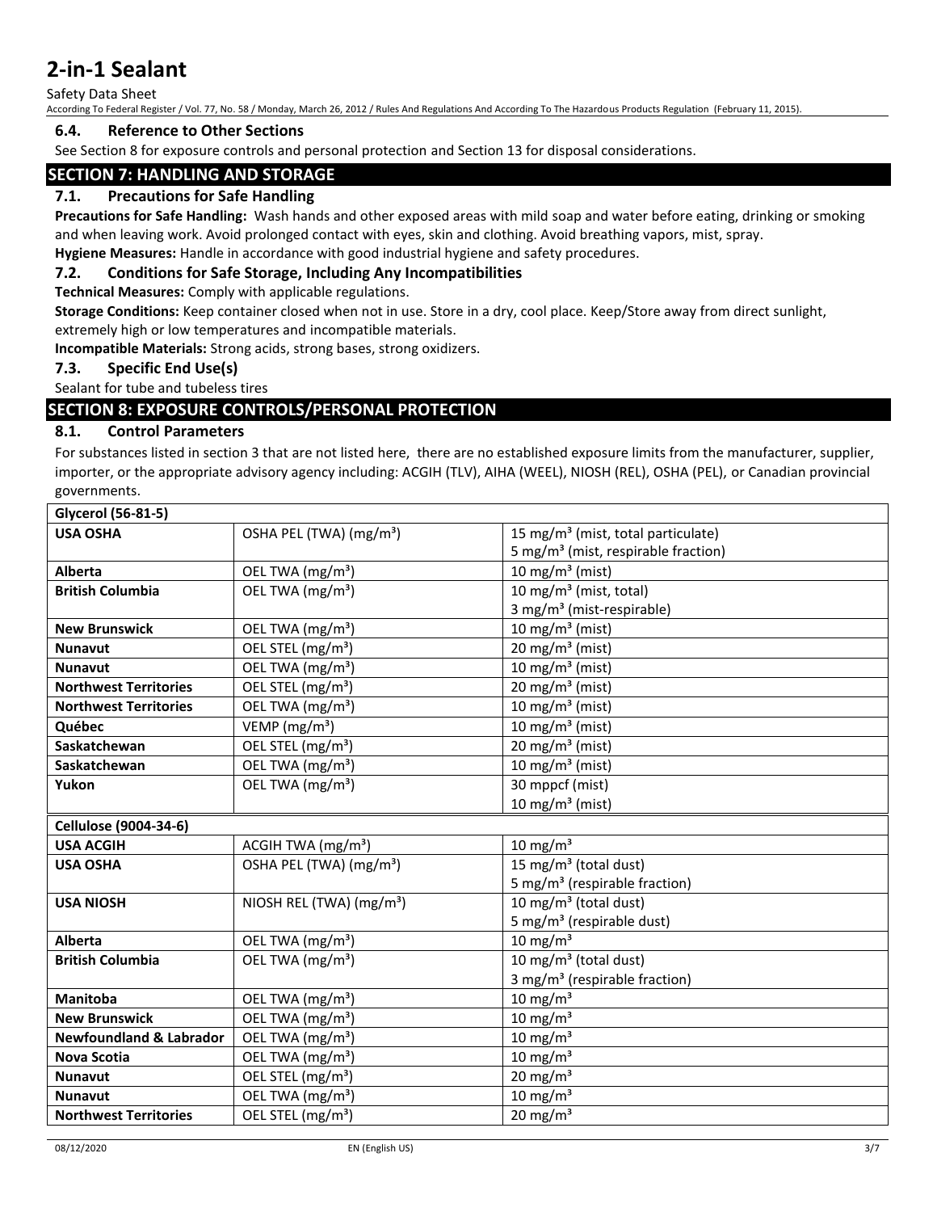### 6.4. Reference to Other Sections

See Section 8 for exposure controls and personal protection and Section 13 for disposal considerations.

## SECTION 7: HANDLING AND STORAGE

### 7.1. Precautions for Safe Handling

**Precautions for Safe Handling:** Wash hands and other exposed areas with mild soap and water before eating, drinking or smoking and when leaving work. Avoid prolonged contact with eyes, skin and clothing. Avoid breathing vapors, mist, spray.

**Hygiene Measures:** Handle in accordance with good industrial hygiene and safety procedures.

### 7.2. Conditions for Safe Storage, Including Any Incompatibilities

**Technical Measures:** Comply with applicable regulations.

**Storage Conditions:** Keep container closed when not in use. Store in a dry, cool place. Keep/Store away from direct sunlight, extremely high or low temperatures and incompatible materials.

**Incompatible Materials:** Strong acids, strong bases, strong oxidizers.

### 7.3. Specific End Use(s)

Sealant for tube and tubeless tires

## SECTION 8: EXPOSURE CONTROLS/PERSONAL PROTECTION

### 8.1. Control Parameters

For substances listed in section 3 that are not listed here, there are no established exposure limits from the manufacturer, supplier, importer, or the appropriate advisory agency including: ACGIH (TLV), AIHA (WEEL), NIOSH (REL), OSHA (PEL), or Canadian provincial governments.

| **Glycerol (56-81-5)** | | |
|---|---|---|
| **USA OSHA** | OSHA PEL (TWA) (mg/m³) | 15 mg/m³ (mist, total particulate)<br>5 mg/m³ (mist, respirable fraction) |
| **Alberta** | OEL TWA (mg/m³) | 10 mg/m³ (mist) |
| **British Columbia** | OEL TWA (mg/m³) | 10 mg/m³ (mist, total)<br>3 mg/m³ (mist-respirable) |
| **New Brunswick** | OEL TWA (mg/m³) | 10 mg/m³ (mist) |
| **Nunavut** | OEL STEL (mg/m³) | 20 mg/m³ (mist) |
| **Nunavut** | OEL TWA (mg/m³) | 10 mg/m³ (mist) |
| **Northwest Territories** | OEL STEL (mg/m³) | 20 mg/m³ (mist) |
| **Northwest Territories** | OEL TWA (mg/m³) | 10 mg/m³ (mist) |
| **Québec** | VEMP (mg/m³) | 10 mg/m³ (mist) |
| **Saskatchewan** | OEL STEL (mg/m³) | 20 mg/m³ (mist) |
| **Saskatchewan** | OEL TWA (mg/m³) | 10 mg/m³ (mist) |
| **Yukon** | OEL TWA (mg/m³) | 30 mppcf (mist)<br>10 mg/m³ (mist) |

| **Cellulose (9004-34-6)** | | |
|---|---|---|
| **USA ACGIH** | ACGIH TWA (mg/m³) | 10 mg/m³ |
| **USA OSHA** | OSHA PEL (TWA) (mg/m³) | 15 mg/m³ (total dust)<br>5 mg/m³ (respirable fraction) |
| **USA NIOSH** | NIOSH REL (TWA) (mg/m³) | 10 mg/m³ (total dust)<br>5 mg/m³ (respirable dust) |
| **Alberta** | OEL TWA (mg/m³) | 10 mg/m³ |
| **British Columbia** | OEL TWA (mg/m³) | 10 mg/m³ (total dust)<br>3 mg/m³ (respirable fraction) |
| **Manitoba** | OEL TWA (mg/m³) | 10 mg/m³ |
| **New Brunswick** | OEL TWA (mg/m³) | 10 mg/m³ |
| **Newfoundland & Labrador** | OEL TWA (mg/m³) | 10 mg/m³ |
| **Nova Scotia** | OEL TWA (mg/m³) | 10 mg/m³ |
| **Nunavut** | OEL STEL (mg/m³) | 20 mg/m³ |
| **Nunavut** | OEL TWA (mg/m³) | 10 mg/m³ |
| **Northwest Territories** | OEL STEL (mg/m³) | 20 mg/m³ |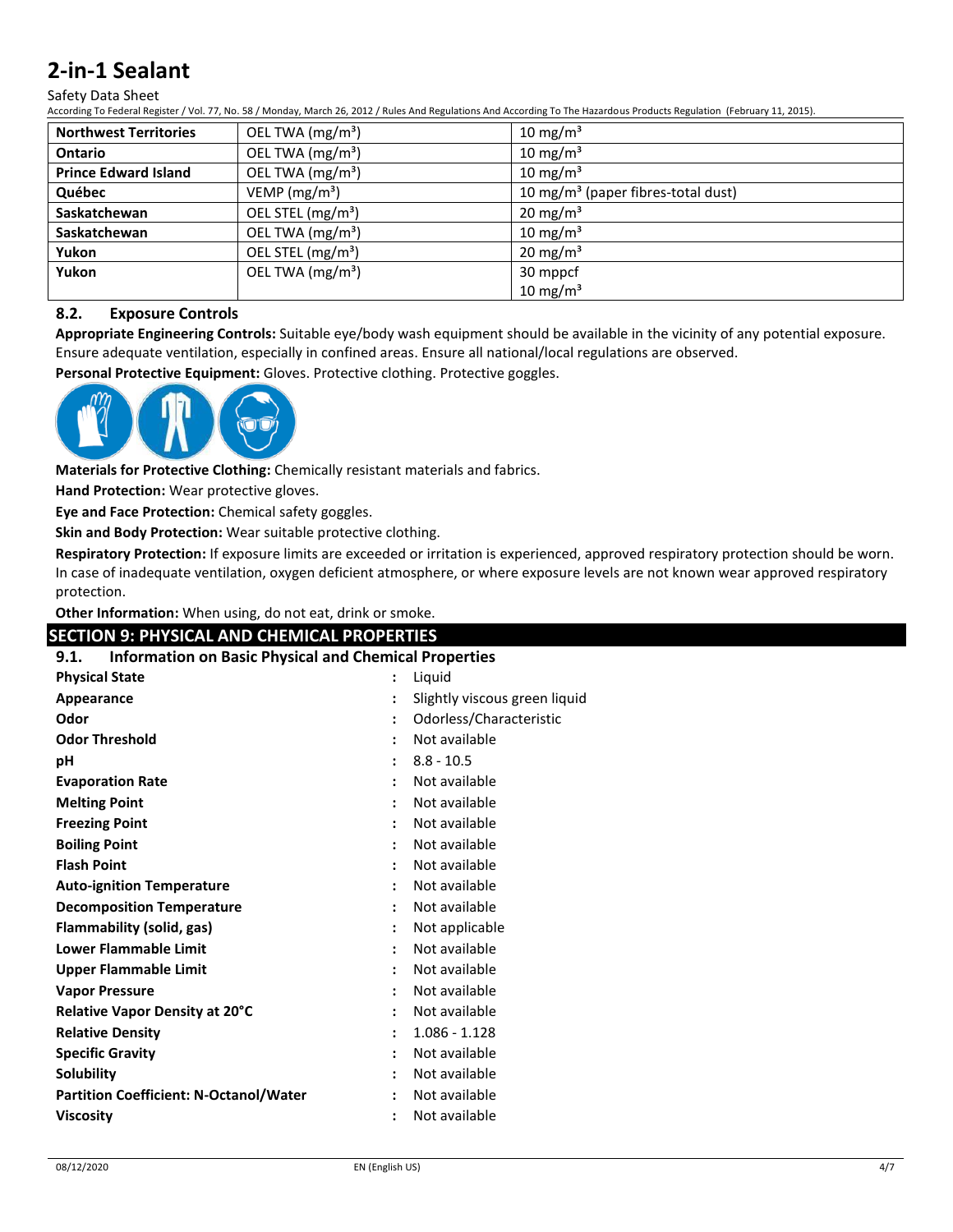| Northwest Territories | OEL TWA (mg/m³) | 10 mg/m³ |
|---|---|---|
| Ontario | OEL TWA (mg/m³) | 10 mg/m³ |
| Prince Edward Island | OEL TWA (mg/m³) | 10 mg/m³ |
| Québec | VEMP (mg/m³) | 10 mg/m³ (paper fibres-total dust) |
| Saskatchewan | OEL STEL (mg/m³) | 20 mg/m³ |
| Saskatchewan | OEL TWA (mg/m³) | 10 mg/m³ |
| Yukon | OEL STEL (mg/m³) | 20 mg/m³ |
| Yukon | OEL TWA (mg/m³) | 30 mppcf<br>10 mg/m³ |

### 8.2. Exposure Controls

**Appropriate Engineering Controls:** Suitable eye/body wash equipment should be available in the vicinity of any potential exposure. Ensure adequate ventilation, especially in confined areas. Ensure all national/local regulations are observed.

**Personal Protective Equipment:** Gloves. Protective clothing. Protective goggles.

**Materials for Protective Clothing:** Chemically resistant materials and fabrics.

**Hand Protection:** Wear protective gloves.

**Eye and Face Protection:** Chemical safety goggles.

**Skin and Body Protection:** Wear suitable protective clothing.

**Respiratory Protection:** If exposure limits are exceeded or irritation is experienced, approved respiratory protection should be worn. In case of inadequate ventilation, oxygen deficient atmosphere, or where exposure levels are not known wear approved respiratory protection.

**Other Information:** When using, do not eat, drink or smoke.

## SECTION 9: PHYSICAL AND CHEMICAL PROPERTIES

### 9.1. Information on Basic Physical and Chemical Properties

| | | |
|---|---|---|
| **Physical State** | : | Liquid |
| **Appearance** | : | Slightly viscous green liquid |
| **Odor** | : | Odorless/Characteristic |
| **Odor Threshold** | : | Not available |
| **pH** | : | 8.8 - 10.5 |
| **Evaporation Rate** | : | Not available |
| **Melting Point** | : | Not available |
| **Freezing Point** | : | Not available |
| **Boiling Point** | : | Not available |
| **Flash Point** | : | Not available |
| **Auto-ignition Temperature** | : | Not available |
| **Decomposition Temperature** | : | Not available |
| **Flammability (solid, gas)** | : | Not applicable |
| **Lower Flammable Limit** | : | Not available |
| **Upper Flammable Limit** | : | Not available |
| **Vapor Pressure** | : | Not available |
| **Relative Vapor Density at 20°C** | : | Not available |
| **Relative Density** | : | 1.086 - 1.128 |
| **Specific Gravity** | : | Not available |
| **Solubility** | : | Not available |
| **Partition Coefficient: N-Octanol/Water** | : | Not available |
| **Viscosity** | : | Not available |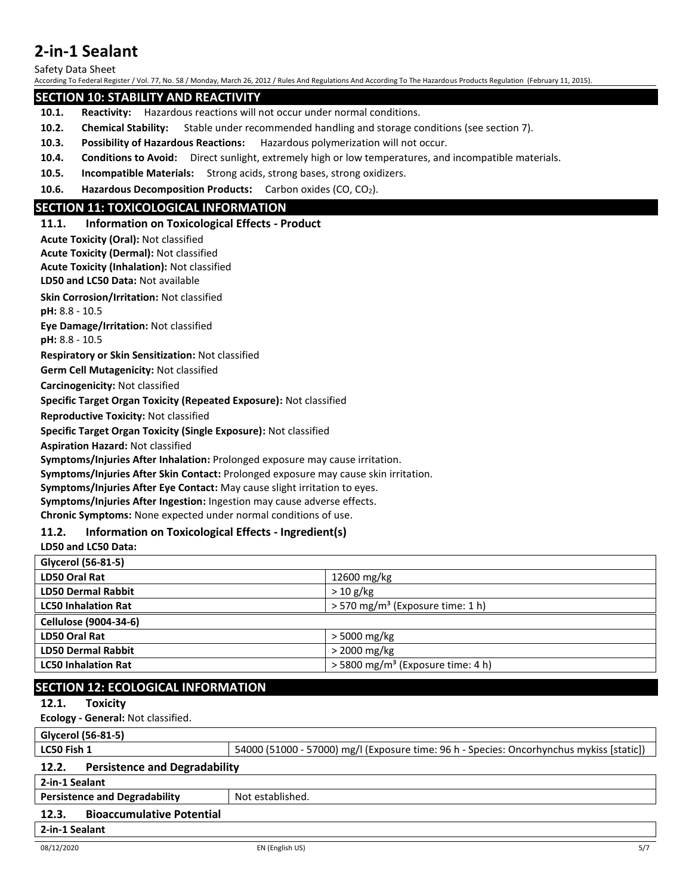## SECTION 10: STABILITY AND REACTIVITY

**10.1. Reactivity:** Hazardous reactions will not occur under normal conditions.

**10.2. Chemical Stability:** Stable under recommended handling and storage conditions (see section 7).

**10.3. Possibility of Hazardous Reactions:** Hazardous polymerization will not occur.

**10.4. Conditions to Avoid:** Direct sunlight, extremely high or low temperatures, and incompatible materials.

**10.5. Incompatible Materials:** Strong acids, strong bases, strong oxidizers.

**10.6. Hazardous Decomposition Products:** Carbon oxides (CO, $CO_2$).

## SECTION 11: TOXICOLOGICAL INFORMATION

### 11.1. Information on Toxicological Effects - Product

**Acute Toxicity (Oral):** Not classified

**Acute Toxicity (Dermal):** Not classified

**Acute Toxicity (Inhalation):** Not classified

**LD50 and LC50 Data:** Not available

**Skin Corrosion/Irritation:** Not classified

**pH:** 8.8 - 10.5

**Eye Damage/Irritation:** Not classified

**pH:** 8.8 - 10.5

**Respiratory or Skin Sensitization:** Not classified

**Germ Cell Mutagenicity:** Not classified

**Carcinogenicity:** Not classified

**Specific Target Organ Toxicity (Repeated Exposure):** Not classified

**Reproductive Toxicity:** Not classified

**Specific Target Organ Toxicity (Single Exposure):** Not classified

**Aspiration Hazard:** Not classified

**Symptoms/Injuries After Inhalation:** Prolonged exposure may cause irritation.

**Symptoms/Injuries After Skin Contact:** Prolonged exposure may cause skin irritation.

**Symptoms/Injuries After Eye Contact:** May cause slight irritation to eyes.

**Symptoms/Injuries After Ingestion:** Ingestion may cause adverse effects.

**Chronic Symptoms:** None expected under normal conditions of use.

### 11.2. Information on Toxicological Effects - Ingredient(s)

**LD50 and LC50 Data:**

| **Glycerol (56-81-5)** | |
|---|---|
| **LD50 Oral Rat** | 12600 mg/kg |
| **LD50 Dermal Rabbit** | > 10 g/kg |
| **LC50 Inhalation Rat** | > 570 mg/m³ (Exposure time: 1 h) |
| **Cellulose (9004-34-6)** | |
| **LD50 Oral Rat** | > 5000 mg/kg |
| **LD50 Dermal Rabbit** | > 2000 mg/kg |
| **LC50 Inhalation Rat** | > 5800 mg/m³ (Exposure time: 4 h) |

## SECTION 12: ECOLOGICAL INFORMATION

### 12.1. Toxicity

**Ecology - General:** Not classified.

| **Glycerol (56-81-5)** | |
|---|---|
| **LC50 Fish 1** | 54000 (51000 - 57000) mg/l (Exposure time: 96 h - Species: Oncorhynchus mykiss [static]) |

### 12.2. Persistence and Degradability

| **2-in-1 Sealant** | |
|---|---|
| **Persistence and Degradability** | Not established. |

### 12.3. Bioaccumulative Potential

| **2-in-1 Sealant** |
|---|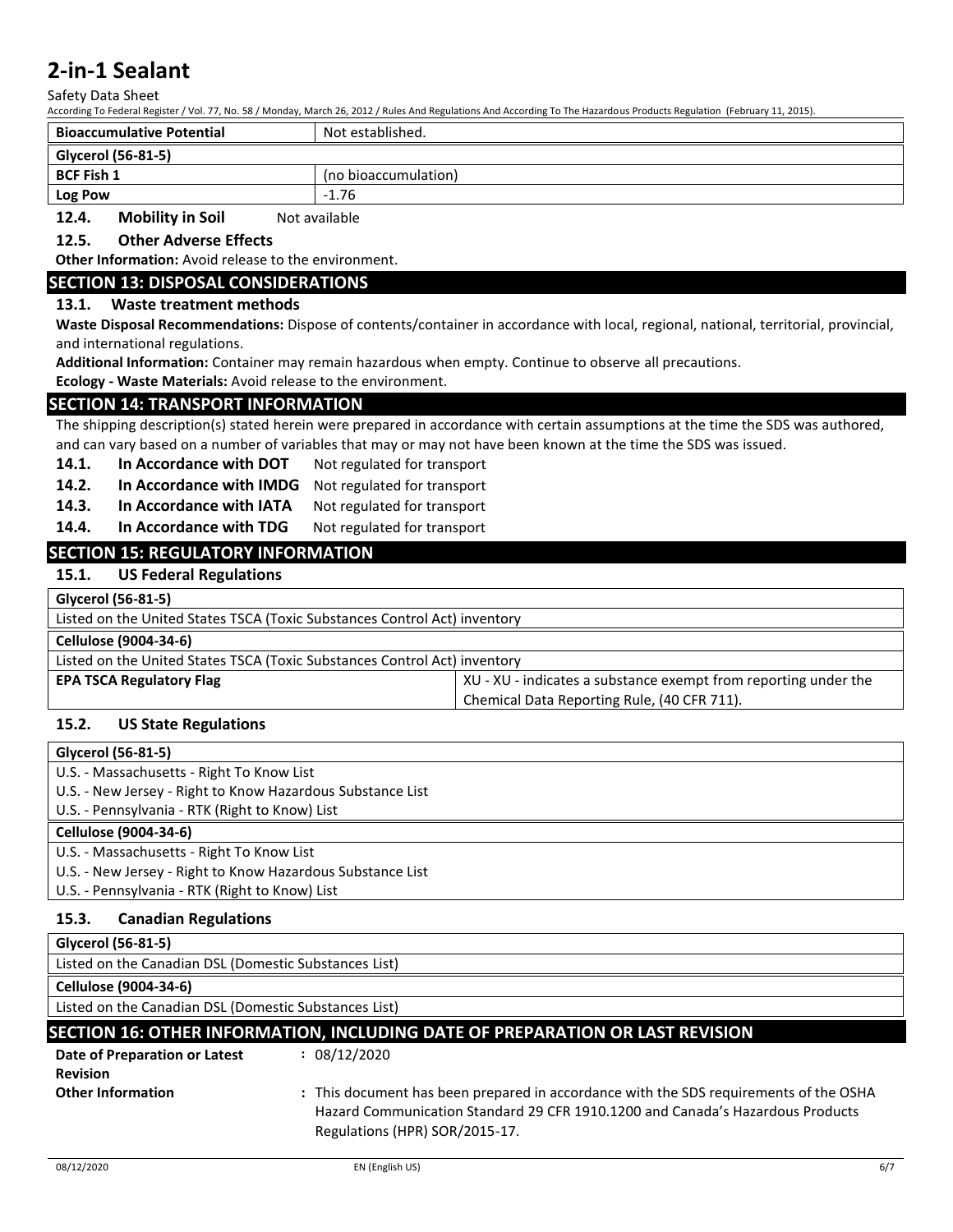| Bioaccumulative Potential | Not established. |
|---|---|
| **Glycerol (56-81-5)** | |
| **BCF Fish 1** | (no bioaccumulation) |
| **Log Pow** | -1.76 |

**12.4. Mobility in Soil** Not available

**12.5. Other Adverse Effects**

**Other Information:** Avoid release to the environment.

## SECTION 13: DISPOSAL CONSIDERATIONS

### 13.1. Waste treatment methods

**Waste Disposal Recommendations:** Dispose of contents/container in accordance with local, regional, national, territorial, provincial, and international regulations.

**Additional Information:** Container may remain hazardous when empty. Continue to observe all precautions.

**Ecology - Waste Materials:** Avoid release to the environment.

## SECTION 14: TRANSPORT INFORMATION

The shipping description(s) stated herein were prepared in accordance with certain assumptions at the time the SDS was authored, and can vary based on a number of variables that may or may not have been known at the time the SDS was issued.

**14.1. In Accordance with DOT** Not regulated for transport

**14.2. In Accordance with IMDG** Not regulated for transport

**14.3. In Accordance with IATA** Not regulated for transport

**14.4. In Accordance with TDG** Not regulated for transport

## SECTION 15: REGULATORY INFORMATION

### 15.1. US Federal Regulations

| Glycerol (56-81-5) | |
|---|---|
| Listed on the United States TSCA (Toxic Substances Control Act) inventory | |
| **Cellulose (9004-34-6)** | |
| Listed on the United States TSCA (Toxic Substances Control Act) inventory | |
| **EPA TSCA Regulatory Flag** | XU - XU - indicates a substance exempt from reporting under the Chemical Data Reporting Rule, (40 CFR 711). |

### 15.2. US State Regulations

| Glycerol (56-81-5) |
|---|
| U.S. - Massachusetts - Right To Know List |
| U.S. - New Jersey - Right to Know Hazardous Substance List |
| U.S. - Pennsylvania - RTK (Right to Know) List |
| **Cellulose (9004-34-6)** |
| U.S. - Massachusetts - Right To Know List |
| U.S. - New Jersey - Right to Know Hazardous Substance List |
| U.S. - Pennsylvania - RTK (Right to Know) List |

### 15.3. Canadian Regulations

| Glycerol (56-81-5) |
|---|
| Listed on the Canadian DSL (Domestic Substances List) |
| **Cellulose (9004-34-6)** |
| Listed on the Canadian DSL (Domestic Substances List) |

## SECTION 16: OTHER INFORMATION, INCLUDING DATE OF PREPARATION OR LAST REVISION

**Date of Preparation or Latest Revision** : 08/12/2020

**Other Information** : This document has been prepared in accordance with the SDS requirements of the OSHA Hazard Communication Standard 29 CFR 1910.1200 and Canada's Hazardous Products Regulations (HPR) SOR/2015-17.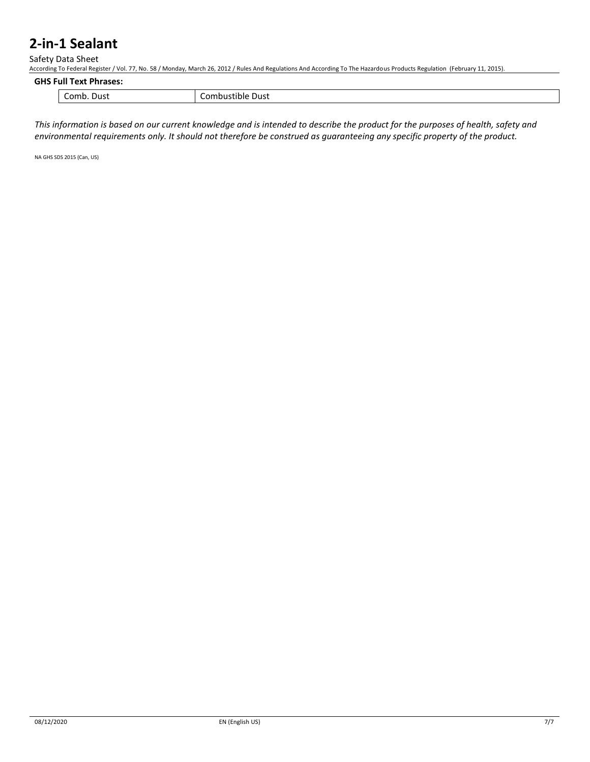**GHS Full Text Phrases:**

| | |
|---|---|
| Comb. Dust | Combustible Dust |

*This information is based on our current knowledge and is intended to describe the product for the purposes of health, safety and environmental requirements only. It should not therefore be construed as guaranteeing any specific property of the product.*

NA GHS SDS 2015 (Can, US)